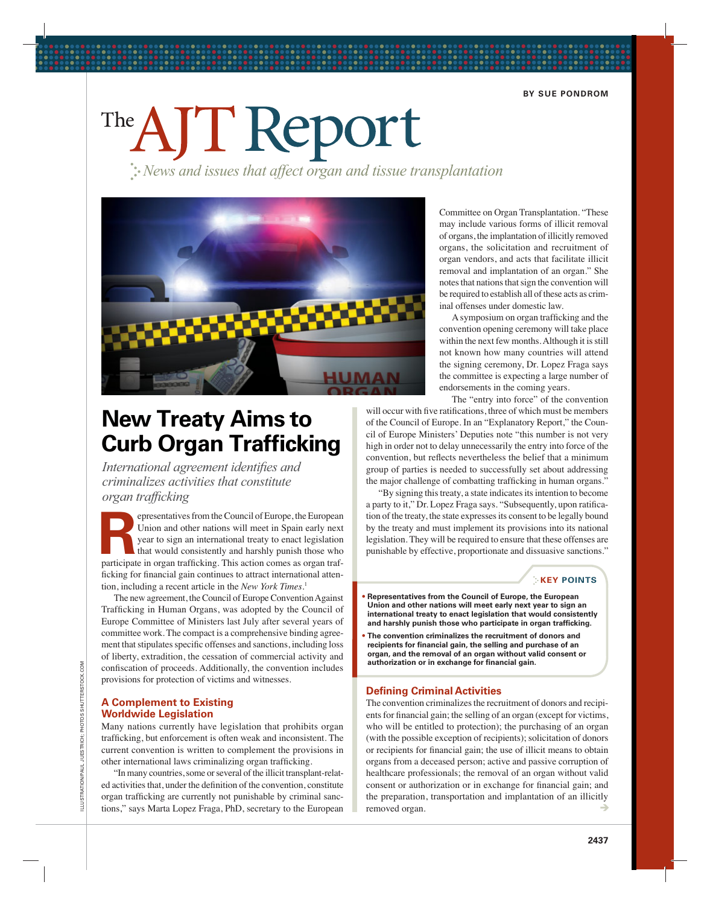BY SUE PONDROM

# The AJT Report

*News and issues that affect organ and tissue transplantation*

## New Treaty Aims to Curb Organ Trafficking

*International agreement identifies and criminalizes activities that constitute organ trafficking*

Representatives from the Council of Europe, the European Union and other nations will meet in Spain early next year to sign an international treaty to enact legislation that would consistently and harshly punish those who participate in organ trafficking. This action comes as organ trafficking for financial gain continues to attract international attention, including a recent article in the *New York Times*.[1]

The new agreement, the Council of Europe Convention Against Trafficking in Human Organs, was adopted by the Council of Europe Committee of Ministers last July after several years of committee work. The compact is a comprehensive binding agreement that stipulates specific offenses and sanctions, including loss of liberty, extradition, the cessation of commercial activity and confiscation of proceeds. Additionally, the convention includes provisions for protection of victims and witnesses.

### A Complement to Existing Worldwide Legislation

Many nations currently have legislation that prohibits organ trafficking, but enforcement is often weak and inconsistent. The current convention is written to complement the provisions in other international laws criminalizing organ trafficking.

"In many countries, some or several of the illicit transplant-related activities that, under the definition of the convention, constitute organ trafficking are currently not punishable by criminal sanctions," says Marta Lopez Fraga, PhD, secretary to the European Committee on Organ Transplantation. "These may include various forms of illicit removal of organs, the implantation of illicitly removed organs, the solicitation and recruitment of organ vendors, and acts that facilitate illicit removal and implantation of an organ." She notes that nations that sign the convention will be required to establish all of these acts as criminal offenses under domestic law.

A symposium on organ trafficking and the convention opening ceremony will take place within the next few months. Although it is still not known how many countries will attend the signing ceremony, Dr. Lopez Fraga says the committee is expecting a large number of endorsements in the coming years.

The "entry into force" of the convention will occur with five ratifications, three of which must be members of the Council of Europe. In an "Explanatory Report," the Council of Europe Ministers' Deputies note "this number is not very high in order not to delay unnecessarily the entry into force of the convention, but reflects nevertheless the belief that a minimum group of parties is needed to successfully set about addressing the major challenge of combatting trafficking in human organs."

"By signing this treaty, a state indicates its intention to become a party to it," Dr. Lopez Fraga says. "Subsequently, upon ratification of the treaty, the state expresses its consent to be legally bound by the treaty and must implement its provisions into its national legislation. They will be required to ensure that these offenses are punishable by effective, proportionate and dissuasive sanctions."

> **KEY POINTS**
>
> - **Representatives from the Council of Europe, the European Union and other nations will meet early next year to sign an international treaty to enact legislation that would consistently and harshly punish those who participate in organ trafficking.**
> - **The convention criminalizes the recruitment of donors and recipients for financial gain, the selling and purchase of an organ, and the removal of an organ without valid consent or authorization or in exchange for financial gain.**

### Defining Criminal Activities

The convention criminalizes the recruitment of donors and recipients for financial gain; the selling of an organ (except for victims, who will be entitled to protection); the purchasing of an organ (with the possible exception of recipients); solicitation of donors or recipients for financial gain; the use of illicit means to obtain organs from a deceased person; active and passive corruption of healthcare professionals; the removal of an organ without valid consent or authorization or in exchange for financial gain; and the preparation, transportation and implantation of an illicitly removed organ.

ILLUSTRATION/PAUL JUESTRICH; PHOTOS SHUTTERSTOCK.COM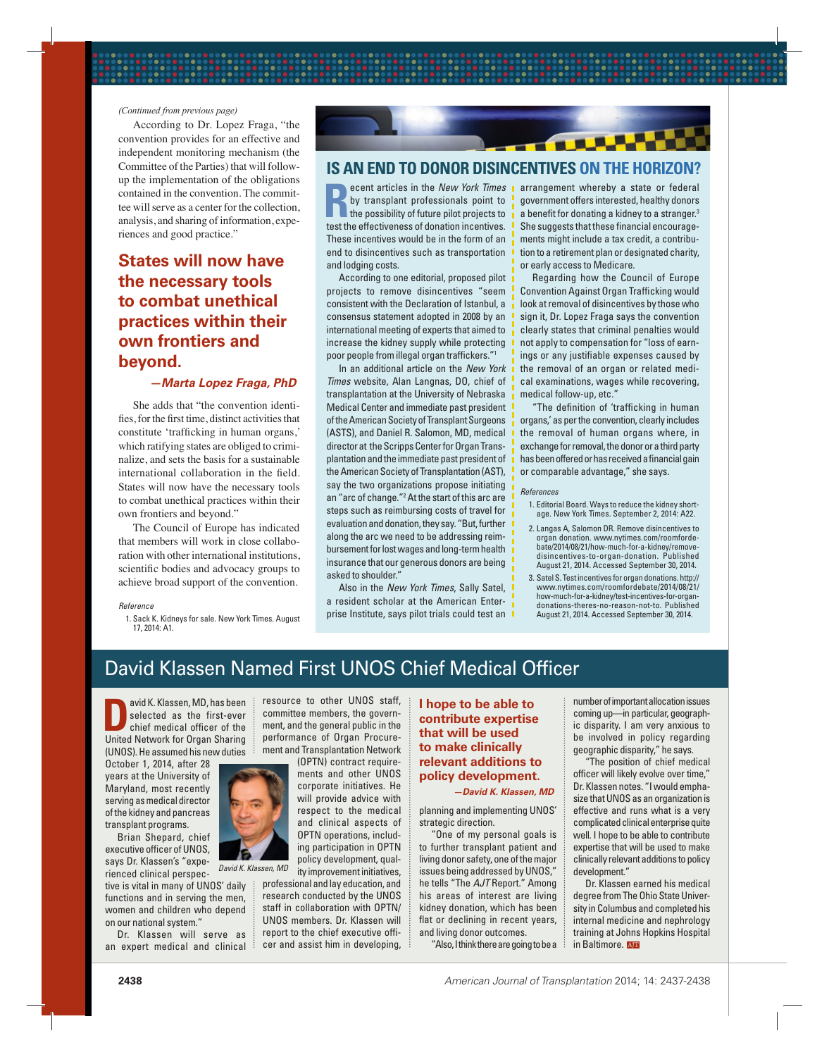*(Continued from previous page)*

According to Dr. Lopez Fraga, "the convention provides for an effective and independent monitoring mechanism (the Committee of the Parties) that will follow-up the implementation of the obligations contained in the convention. The committee will serve as a center for the collection, analysis, and sharing of information, experiences and good practice."

**States will now have the necessary tools to combat unethical practices within their own frontiers and beyond.**

***—Marta Lopez Fraga, PhD***

She adds that "the convention identifies, for the first time, distinct activities that constitute 'trafficking in human organs,' which ratifying states are obliged to criminalize, and sets the basis for a sustainable international collaboration in the field. States will now have the necessary tools to combat unethical practices within their own frontiers and beyond."

The Council of Europe has indicated that members will work in close collaboration with other international institutions, scientific bodies and advocacy groups to achieve broad support of the convention.

*Reference*

1. Sack K. Kidneys for sale. New York Times. August 17, 2014: A1.

## IS AN END TO DONOR DISINCENTIVES ON THE HORIZON?

Recent articles in the *New York Times* by transplant professionals point to the possibility of future pilot projects to test the effectiveness of donation incentives. These incentives would be in the form of an end to disincentives such as transportation and lodging costs.

According to one editorial, proposed pilot projects to remove disincentives "seem consistent with the Declaration of Istanbul, a consensus statement adopted in 2008 by an international meeting of experts that aimed to increase the kidney supply while protecting poor people from illegal organ traffickers."[1]

In an additional article on the *New York Times* website, Alan Langnas, DO, chief of transplantation at the University of Nebraska Medical Center and immediate past president of the American Society of Transplant Surgeons (ASTS), and Daniel R. Salomon, MD, medical director at the Scripps Center for Organ Transplantation and the immediate past president of the American Society of Transplantation (AST), say the two organizations propose initiating an "arc of change."[2] At the start of this arc are steps such as reimbursing costs of travel for evaluation and donation, they say. "But, further along the arc we need to be addressing reimbursement for lost wages and long-term health insurance that our generous donors are being asked to shoulder."

Also in the *New York Times*, Sally Satel, a resident scholar at the American Enterprise Institute, says pilot trials could test an arrangement whereby a state or federal government offers interested, healthy donors a benefit for donating a kidney to a stranger.[3] She suggests that these financial encouragements might include a tax credit, a contribution to a retirement plan or designated charity, or early access to Medicare.

Regarding how the Council of Europe Convention Against Organ Trafficking would look at removal of disincentives by those who sign it, Dr. Lopez Fraga says the convention clearly states that criminal penalties would not apply to compensation for "loss of earnings or any justifiable expenses caused by the removal of an organ or related medical examinations, wages while recovering, medical follow-up, etc."

"The definition of 'trafficking in human organs,' as per the convention, clearly includes the removal of human organs where, in exchange for removal, the donor or a third party has been offered or has received a financial gain or comparable advantage," she says.

*References*

1. Editorial Board. Ways to reduce the kidney shortage. New York Times. September 2, 2014: A22.
2. Langas A, Salomon DR. Remove disincentives to organ donation. www.nytimes.com/roomfordebate/2014/08/21/how-much-for-a-kidney/remove-disincentives-to-organ-donation. Published August 21, 2014. Accessed September 30, 2014.
3. Satel S. Test incentives for organ donations. http://www.nytimes.com/roomfordebate/2014/08/21/how-much-for-a-kidney/test-incentives-for-organ-donations-theres-no-reason-not-to. Published August 21, 2014. Accessed September 30, 2014.

# David Klassen Named First UNOS Chief Medical Officer

David K. Klassen, MD, has been selected as the first-ever chief medical officer of the United Network for Organ Sharing (UNOS). He assumed his new duties October 1, 2014, after 28 years at the University of Maryland, most recently serving as medical director of the kidney and pancreas transplant programs.

Brian Shepard, chief executive officer of UNOS, says Dr. Klassen's "experienced clinical perspective is vital in many of UNOS' daily functions and in serving the men, women and children who depend on our national system."

Dr. Klassen will serve as an expert medical and clinical resource to other UNOS staff, committee members, the government, and the general public in the performance of Organ Procurement and Transplantation Network (OPTN) contract requirements and other UNOS corporate initiatives. He will provide advice with respect to the medical and clinical aspects of OPTN operations, including participation in OPTN policy development, quality improvement initiatives, professional and lay education, and research conducted by the UNOS staff in collaboration with OPTN/UNOS members. Dr. Klassen will report to the chief executive officer and assist him in developing, planning and implementing UNOS' strategic direction.

*David K. Klassen, MD*

**I hope to be able to contribute expertise that will be used to make clinically relevant additions to policy development.**

***—David K. Klassen, MD***

"One of my personal goals is to further transplant patient and living donor safety, one of the major issues being addressed by UNOS," he tells "The *AJT* Report." Among his areas of interest are living kidney donation, which has been flat or declining in recent years, and living donor outcomes.

"Also, I think there are going to be a number of important allocation issues coming up—in particular, geographic disparity. I am very anxious to be involved in policy regarding geographic disparity," he says.

"The position of chief medical officer will likely evolve over time," Dr. Klassen notes. "I would emphasize that UNOS as an organization is effective and runs what is a very complicated clinical enterprise quite well. I hope to be able to contribute expertise that will be used to make clinically relevant additions to policy development."

Dr. Klassen earned his medical degree from The Ohio State University in Columbus and completed his internal medicine and nephrology training at Johns Hopkins Hospital in Baltimore.